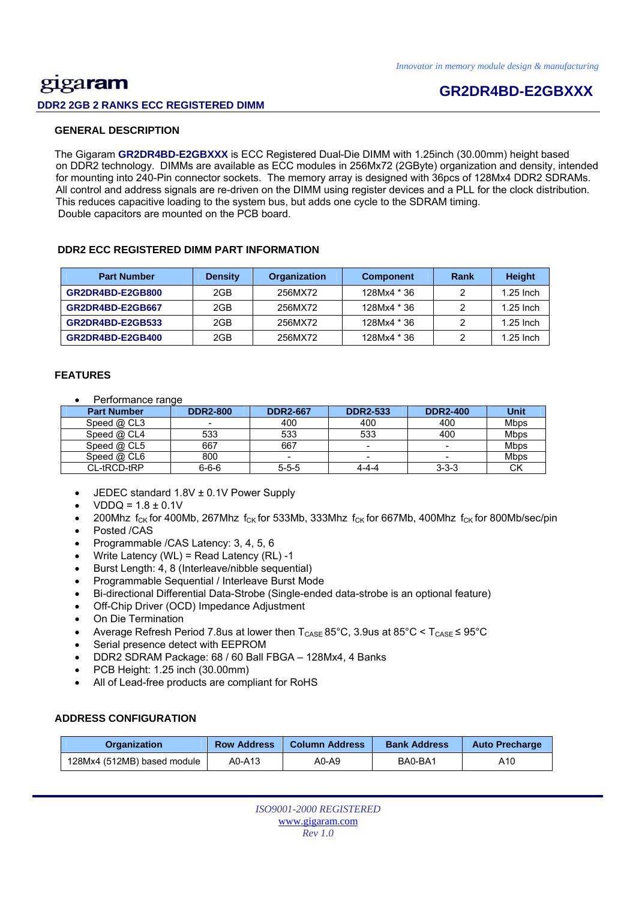*Innovator in memory module design & manufacturing*

gigaram

**GR2DR4BD-E2GBXXX**

**DDR2 2GB 2 RANKS ECC REGISTERED DIMM**

## GENERAL DESCRIPTION

The Gigaram **GR2DR4BD-E2GBXXX** is ECC Registered Dual-Die DIMM with 1.25inch (30.00mm) height based on DDR2 technology. DIMMs are available as ECC modules in 256Mx72 (2GByte) organization and density, intended for mounting into 240-Pin connector sockets. The memory array is designed with 36pcs of 128Mx4 DDR2 SDRAMs. All control and address signals are re-driven on the DIMM using register devices and a PLL for the clock distribution. This reduces capacitive loading to the system bus, but adds one cycle to the SDRAM timing.
Double capacitors are mounted on the PCB board.

## DDR2 ECC REGISTERED DIMM PART INFORMATION

| Part Number | Density | Organization | Component | Rank | Height |
|---|---|---|---|---|---|
| **GR2DR4BD-E2GB800** | 2GB | 256MX72 | 128Mx4 * 36 | 2 | 1.25 Inch |
| **GR2DR4BD-E2GB667** | 2GB | 256MX72 | 128Mx4 * 36 | 2 | 1.25 Inch |
| **GR2DR4BD-E2GB533** | 2GB | 256MX72 | 128Mx4 * 36 | 2 | 1.25 Inch |
| **GR2DR4BD-E2GB400** | 2GB | 256MX72 | 128Mx4 * 36 | 2 | 1.25 Inch |

## FEATURES

- Performance range

| Part Number | DDR2-800 | DDR2-667 | DDR2-533 | DDR2-400 | Unit |
|---|---|---|---|---|---|
| Speed @ CL3 | - | 400 | 400 | 400 | Mbps |
| Speed @ CL4 | 533 | 533 | 533 | 400 | Mbps |
| Speed @ CL5 | 667 | 667 | - | - | Mbps |
| Speed @ CL6 | 800 | - | - | - | Mbps |
| CL-tRCD-tRP | 6-6-6 | 5-5-5 | 4-4-4 | 3-3-3 | CK |

- JEDEC standard 1.8V ± 0.1V Power Supply
- VDDQ = 1.8 ± 0.1V
- 200Mhz $f_{CK}$ for 400Mb, 267Mhz $f_{CK}$ for 533Mb, 333Mhz $f_{CK}$ for 667Mb, 400Mhz $f_{CK}$ for 800Mb/sec/pin
- Posted /CAS
- Programmable /CAS Latency: 3, 4, 5, 6
- Write Latency (WL) = Read Latency (RL) -1
- Burst Length: 4, 8 (Interleave/nibble sequential)
- Programmable Sequential / Interleave Burst Mode
- Bi-directional Differential Data-Strobe (Single-ended data-strobe is an optional feature)
- Off-Chip Driver (OCD) Impedance Adjustment
- On Die Termination
- Average Refresh Period 7.8us at lower then $T_{CASE}$ 85°C, 3.9us at 85°C < $T_{CASE} \leq$ 95°C
- Serial presence detect with EEPROM
- DDR2 SDRAM Package: 68 / 60 Ball FBGA – 128Mx4, 4 Banks
- PCB Height: 1.25 inch (30.00mm)
- All of Lead-free products are compliant for RoHS

## ADDRESS CONFIGURATION

| Organization | Row Address | Column Address | Bank Address | Auto Precharge |
|---|---|---|---|---|
| 128Mx4 (512MB) based module | A0-A13 | A0-A9 | BA0-BA1 | A10 |

*ISO9001-2000 REGISTERED*
www.gigaram.com
*Rev 1.0*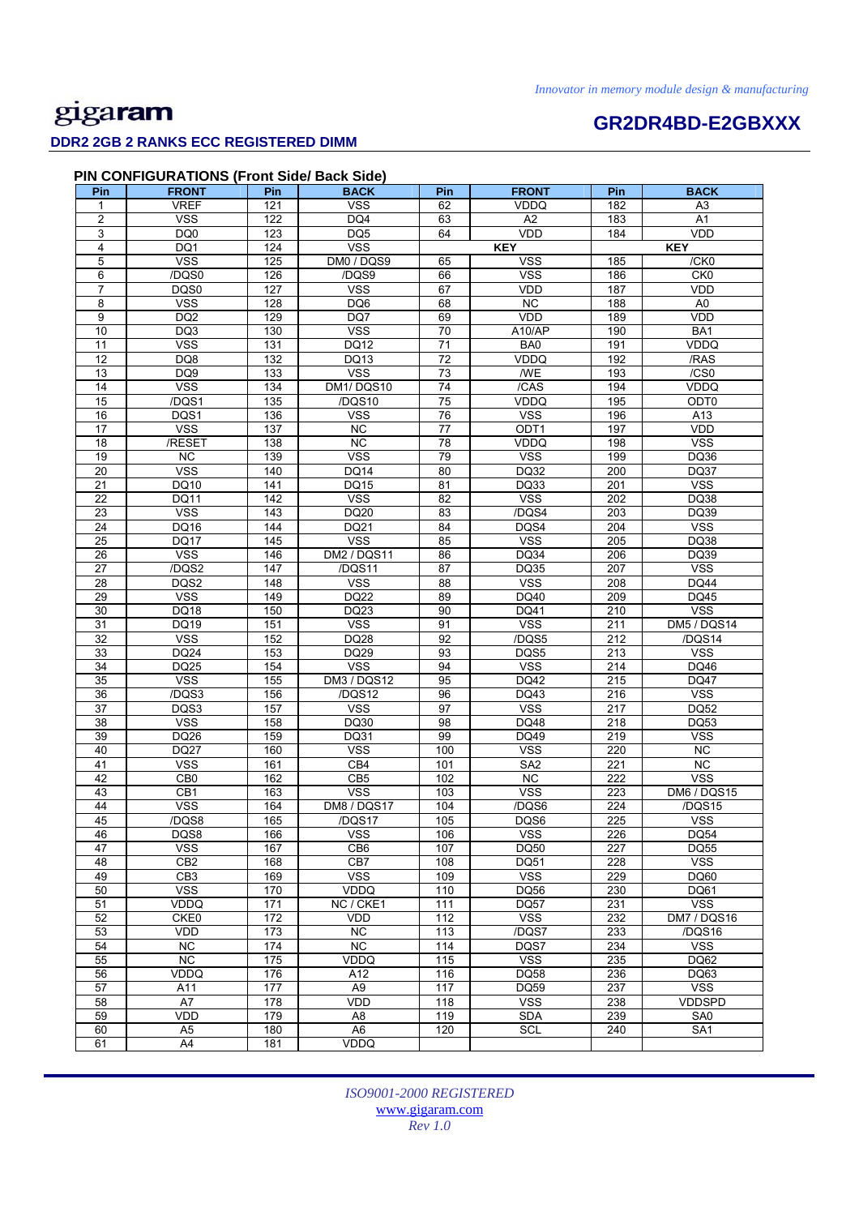### PIN CONFIGURATIONS (Front Side/ Back Side)

| Pin | FRONT | Pin | BACK | Pin | FRONT | Pin | BACK |
|---|---|---|---|---|---|---|---|
| 1 | VREF | 121 | VSS | 62 | VDDQ | 182 | A3 |
| 2 | VSS | 122 | DQ4 | 63 | A2 | 183 | A1 |
| 3 | DQ0 | 123 | DQ5 | 64 | VDD | 184 | VDD |
| 4 | DQ1 | 124 | VSS | KEY | | KEY | |
| 5 | VSS | 125 | DM0 / DQS9 | 65 | VSS | 185 | /CK0 |
| 6 | /DQS0 | 126 | /DQS9 | 66 | VSS | 186 | CK0 |
| 7 | DQS0 | 127 | VSS | 67 | VDD | 187 | VDD |
| 8 | VSS | 128 | DQ6 | 68 | NC | 188 | A0 |
| 9 | DQ2 | 129 | DQ7 | 69 | VDD | 189 | VDD |
| 10 | DQ3 | 130 | VSS | 70 | A10/AP | 190 | BA1 |
| 11 | VSS | 131 | DQ12 | 71 | BA0 | 191 | VDDQ |
| 12 | DQ8 | 132 | DQ13 | 72 | VDDQ | 192 | /RAS |
| 13 | DQ9 | 133 | VSS | 73 | /WE | 193 | /CS0 |
| 14 | VSS | 134 | DM1/ DQS10 | 74 | /CAS | 194 | VDDQ |
| 15 | /DQS1 | 135 | /DQS10 | 75 | VDDQ | 195 | ODT0 |
| 16 | DQS1 | 136 | VSS | 76 | VSS | 196 | A13 |
| 17 | VSS | 137 | NC | 77 | ODT1 | 197 | VDD |
| 18 | /RESET | 138 | NC | 78 | VDDQ | 198 | VSS |
| 19 | NC | 139 | VSS | 79 | VSS | 199 | DQ36 |
| 20 | VSS | 140 | DQ14 | 80 | DQ32 | 200 | DQ37 |
| 21 | DQ10 | 141 | DQ15 | 81 | DQ33 | 201 | VSS |
| 22 | DQ11 | 142 | VSS | 82 | VSS | 202 | DQ38 |
| 23 | VSS | 143 | DQ20 | 83 | /DQS4 | 203 | DQ39 |
| 24 | DQ16 | 144 | DQ21 | 84 | DQS4 | 204 | VSS |
| 25 | DQ17 | 145 | VSS | 85 | VSS | 205 | DQ38 |
| 26 | VSS | 146 | DM2 / DQS11 | 86 | DQ34 | 206 | DQ39 |
| 27 | /DQS2 | 147 | /DQS11 | 87 | DQ35 | 207 | VSS |
| 28 | DQS2 | 148 | VSS | 88 | VSS | 208 | DQ44 |
| 29 | VSS | 149 | DQ22 | 89 | DQ40 | 209 | DQ45 |
| 30 | DQ18 | 150 | DQ23 | 90 | DQ41 | 210 | VSS |
| 31 | DQ19 | 151 | VSS | 91 | VSS | 211 | DM5 / DQS14 |
| 32 | VSS | 152 | DQ28 | 92 | /DQS5 | 212 | /DQS14 |
| 33 | DQ24 | 153 | DQ29 | 93 | DQS5 | 213 | VSS |
| 34 | DQ25 | 154 | VSS | 94 | VSS | 214 | DQ46 |
| 35 | VSS | 155 | DM3 / DQS12 | 95 | DQ42 | 215 | DQ47 |
| 36 | /DQS3 | 156 | /DQS12 | 96 | DQ43 | 216 | VSS |
| 37 | DQS3 | 157 | VSS | 97 | VSS | 217 | DQ52 |
| 38 | VSS | 158 | DQ30 | 98 | DQ48 | 218 | DQ53 |
| 39 | DQ26 | 159 | DQ31 | 99 | DQ49 | 219 | VSS |
| 40 | DQ27 | 160 | VSS | 100 | VSS | 220 | NC |
| 41 | VSS | 161 | CB4 | 101 | SA2 | 221 | NC |
| 42 | CB0 | 162 | CB5 | 102 | NC | 222 | VSS |
| 43 | CB1 | 163 | VSS | 103 | VSS | 223 | DM6 / DQS15 |
| 44 | VSS | 164 | DM8 / DQS17 | 104 | /DQS6 | 224 | /DQS15 |
| 45 | /DQS8 | 165 | /DQS17 | 105 | DQS6 | 225 | VSS |
| 46 | DQS8 | 166 | VSS | 106 | VSS | 226 | DQ54 |
| 47 | VSS | 167 | CB6 | 107 | DQ50 | 227 | DQ55 |
| 48 | CB2 | 168 | CB7 | 108 | DQ51 | 228 | VSS |
| 49 | CB3 | 169 | VSS | 109 | VSS | 229 | DQ60 |
| 50 | VSS | 170 | VDDQ | 110 | DQ56 | 230 | DQ61 |
| 51 | VDDQ | 171 | NC / CKE1 | 111 | DQ57 | 231 | VSS |
| 52 | CKE0 | 172 | VDD | 112 | VSS | 232 | DM7 / DQS16 |
| 53 | VDD | 173 | NC | 113 | /DQS7 | 233 | /DQS16 |
| 54 | NC | 174 | NC | 114 | DQS7 | 234 | VSS |
| 55 | NC | 175 | VDDQ | 115 | VSS | 235 | DQ62 |
| 56 | VDDQ | 176 | A12 | 116 | DQ58 | 236 | DQ63 |
| 57 | A11 | 177 | A9 | 117 | DQ59 | 237 | VSS |
| 58 | A7 | 178 | VDD | 118 | VSS | 238 | VDDSPD |
| 59 | VDD | 179 | A8 | 119 | SDA | 239 | SA0 |
| 60 | A5 | 180 | A6 | 120 | SCL | 240 | SA1 |
| 61 | A4 | 181 | VDDQ | | | | |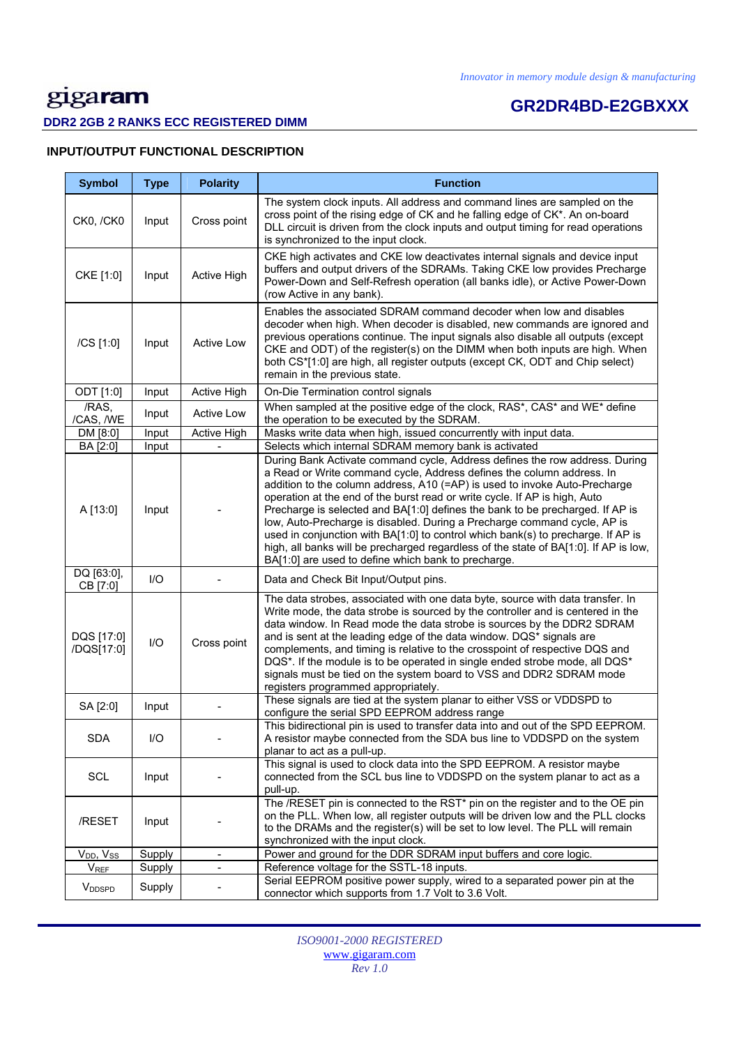## INPUT/OUTPUT FUNCTIONAL DESCRIPTION

| Symbol | Type | Polarity | Function |
|---|---|---|---|
| CK0, /CK0 | Input | Cross point | The system clock inputs. All address and command lines are sampled on the cross point of the rising edge of CK and he falling edge of CK*. An on-board DLL circuit is driven from the clock inputs and output timing for read operations is synchronized to the input clock. |
| CKE [1:0] | Input | Active High | CKE high activates and CKE low deactivates internal signals and device input buffers and output drivers of the SDRAMs. Taking CKE low provides Precharge Power-Down and Self-Refresh operation (all banks idle), or Active Power-Down (row Active in any bank). |
| /CS [1:0] | Input | Active Low | Enables the associated SDRAM command decoder when low and disables decoder when high. When decoder is disabled, new commands are ignored and previous operations continue. The input signals also disable all outputs (except CKE and ODT) of the register(s) on the DIMM when both inputs are high. When both CS*[1:0] are high, all register outputs (except CK, ODT and Chip select) remain in the previous state. |
| ODT [1:0] | Input | Active High | On-Die Termination control signals |
| /RAS, /CAS, /WE | Input | Active Low | When sampled at the positive edge of the clock, RAS*, CAS* and WE* define the operation to be executed by the SDRAM. |
| DM [8:0] | Input | Active High | Masks write data when high, issued concurrently with input data. |
| BA [2:0] | Input | - | Selects which internal SDRAM memory bank is activated |
| A [13:0] | Input | - | During Bank Activate command cycle, Address defines the row address. During a Read or Write command cycle, Address defines the column address. In addition to the column address, A10 (=AP) is used to invoke Auto-Precharge operation at the end of the burst read or write cycle. If AP is high, Auto Precharge is selected and BA[1:0] defines the bank to be precharged. If AP is low, Auto-Precharge is disabled. During a Precharge command cycle, AP is used in conjunction with BA[1:0] to control which bank(s) to precharge. If AP is high, all banks will be precharged regardless of the state of BA[1:0]. If AP is low, BA[1:0] are used to define which bank to precharge. |
| DQ [63:0], CB [7:0] | I/O | - | Data and Check Bit Input/Output pins. |
| DQS [17:0] /DQS[17:0] | I/O | Cross point | The data strobes, associated with one data byte, source with data transfer. In Write mode, the data strobe is sourced by the controller and is centered in the data window. In Read mode the data strobe is sources by the DDR2 SDRAM and is sent at the leading edge of the data window. DQS* signals are complements, and timing is relative to the crosspoint of respective DQS and DQS*. If the module is to be operated in single ended strobe mode, all DQS* signals must be tied on the system board to VSS and DDR2 SDRAM mode registers programmed appropriately. |
| SA [2:0] | Input | - | These signals are tied at the system planar to either VSS or VDDSPD to configure the serial SPD EEPROM address range |
| SDA | I/O | - | This bidirectional pin is used to transfer data into and out of the SPD EEPROM. A resistor maybe connected from the SDA bus line to VDDSPD on the system planar to act as a pull-up. |
| SCL | Input | - | This signal is used to clock data into the SPD EEPROM. A resistor maybe connected from the SCL bus line to VDDSPD on the system planar to act as a pull-up. |
| /RESET | Input | - | The /RESET pin is connected to the RST* pin on the register and to the OE pin on the PLL. When low, all register outputs will be driven low and the PLL clocks to the DRAMs and the register(s) will be set to low level. The PLL will remain synchronized with the input clock. |
| $V_{DD}$, $V_{SS}$ | Supply | - | Power and ground for the DDR SDRAM input buffers and core logic. |
| $V_{REF}$ | Supply | - | Reference voltage for the SSTL-18 inputs. |
| $V_{DDSPD}$ | Supply | - | Serial EEPROM positive power supply, wired to a separated power pin at the connector which supports from 1.7 Volt to 3.6 Volt. |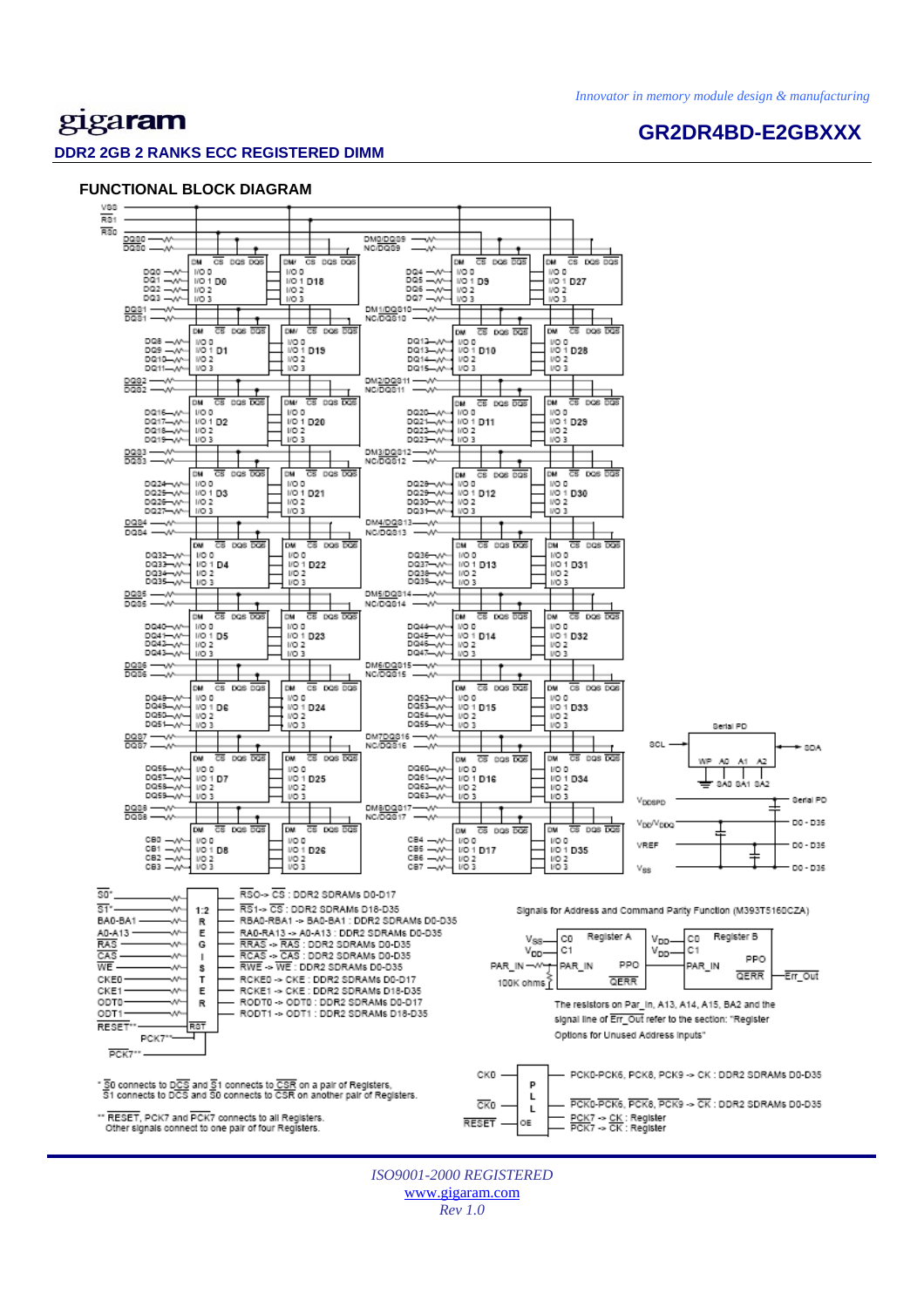**gigaram** — **GR2DR4BD-E2GBXXX**

**DDR2 2GB 2 RANKS ECC REGISTERED DIMM**

## FUNCTIONAL BLOCK DIAGRAM

RS0-> CS : DDR2 SDRAMs D0-D17
RS1-> CS : DDR2 SDRAMs D18-D35
RBA0-RBA1 -> BA0-BA1 : DDR2 SDRAMs D0-D35
RA0-RA13 -> A0-A13 : DDR2 SDRAMs D0-D35
RRAS -> RAS : DDR2 SDRAMs D0-D35
RCAS -> CAS : DDR2 SDRAMs D0-D35
RWE -> WE : DDR2 SDRAMs D0-D35
RCKE0 -> CKE : DDR2 SDRAMs D0-D17
RCKE1 -> CKE : DDR2 SDRAMs D18-D35
RODT0 -> ODT0 : DDR2 SDRAMs D0-D17
RODT1 -> ODT1 : DDR2 SDRAMs D18-D35

Signals for Address and Command Parity Function (M393T5160CZA)

The resistors on Par_In, A13, A14, A15, BA2 and the signal line of Err_Out refer to the section: "Register Options for Unused Address inputs"

PCK0-PCK6, PCK8, PCK9 -> CK : DDR2 SDRAMs D0-D35
PCK0-PCK6, PCK8, PCK9 -> CK : DDR2 SDRAMs D0-D35
PCK7 -> CK : Register
PCK7 -> CK : Register

\* S0 connects to DCS and S1 connects to CSR on a pair of Registers.
S1 connects to DCS and S0 connects to CSR on another pair of Registers.

\*\* RESET, PCK7 and PCK7 connects to all Registers.
Other signals connect to one pair of four Registers.

*ISO9001-2000 REGISTERED*
www.gigaram.com
*Rev 1.0*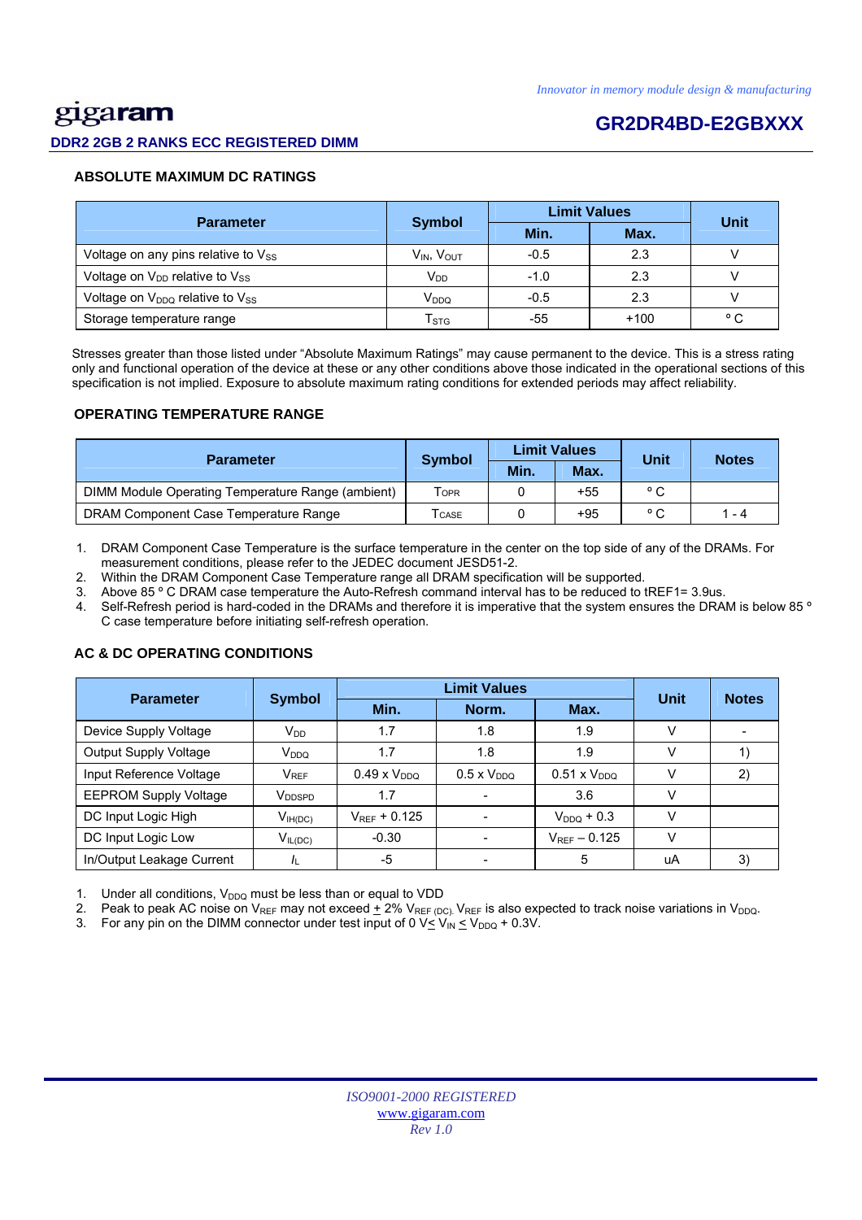## ABSOLUTE MAXIMUM DC RATINGS

| Parameter | Symbol | Limit Values | | Unit |
|---|---|---|---|---|
| | | Min. | Max. | |
| Voltage on any pins relative to $V_{SS}$ | $V_{IN}$, $V_{OUT}$ | -0.5 | 2.3 | V |
| Voltage on $V_{DD}$ relative to $V_{SS}$ | $V_{DD}$ | -1.0 | 2.3 | V |
| Voltage on $V_{DDQ}$ relative to $V_{SS}$ | $V_{DDQ}$ | -0.5 | 2.3 | V |
| Storage temperature range | $T_{STG}$ | -55 | +100 | ° C |

Stresses greater than those listed under "Absolute Maximum Ratings" may cause permanent to the device. This is a stress rating only and functional operation of the device at these or any other conditions above those indicated in the operational sections of this specification is not implied. Exposure to absolute maximum rating conditions for extended periods may affect reliability.

## OPERATING TEMPERATURE RANGE

| Parameter | Symbol | Limit Values | | Unit | Notes |
|---|---|---|---|---|---|
| | | Min. | Max. | | |
| DIMM Module Operating Temperature Range (ambient) | $T_{OPR}$ | 0 | +55 | ° C | |
| DRAM Component Case Temperature Range | $T_{CASE}$ | 0 | +95 | ° C | 1 - 4 |

1. DRAM Component Case Temperature is the surface temperature in the center on the top side of any of the DRAMs. For measurement conditions, please refer to the JEDEC document JESD51-2.
2. Within the DRAM Component Case Temperature range all DRAM specification will be supported.
3. Above 85 ° C DRAM case temperature the Auto-Refresh command interval has to be reduced to tREF1= 3.9us.
4. Self-Refresh period is hard-coded in the DRAMs and therefore it is imperative that the system ensures the DRAM is below 85 ° C case temperature before initiating self-refresh operation.

## AC & DC OPERATING CONDITIONS

| Parameter | Symbol | Limit Values | | | Unit | Notes |
|---|---|---|---|---|---|---|
| | | Min. | Norm. | Max. | | |
| Device Supply Voltage | $V_{DD}$ | 1.7 | 1.8 | 1.9 | V | - |
| Output Supply Voltage | $V_{DDQ}$ | 1.7 | 1.8 | 1.9 | V | 1) |
| Input Reference Voltage | $V_{REF}$ | 0.49 x $V_{DDQ}$ | 0.5 x $V_{DDQ}$ | 0.51 x $V_{DDQ}$ | V | 2) |
| EEPROM Supply Voltage | $V_{DDSPD}$ | 1.7 | - | 3.6 | V | |
| DC Input Logic High | $V_{IH(DC)}$ | $V_{REF}$ + 0.125 | - | $V_{DDQ}$ + 0.3 | V | |
| DC Input Logic Low | $V_{IL(DC)}$ | -0.30 | - | $V_{REF}$ – 0.125 | V | |
| In/Output Leakage Current | $I_L$ | -5 | - | 5 | uA | 3) |

1. Under all conditions, $V_{DDQ}$ must be less than or equal to VDD
2. Peak to peak AC noise on $V_{REF}$ may not exceed ± 2% $V_{REF (DC)}$. $V_{REF}$ is also expected to track noise variations in $V_{DDQ}$.
3. For any pin on the DIMM connector under test input of 0 V≤ $V_{IN}$ ≤ $V_{DDQ}$ + 0.3V.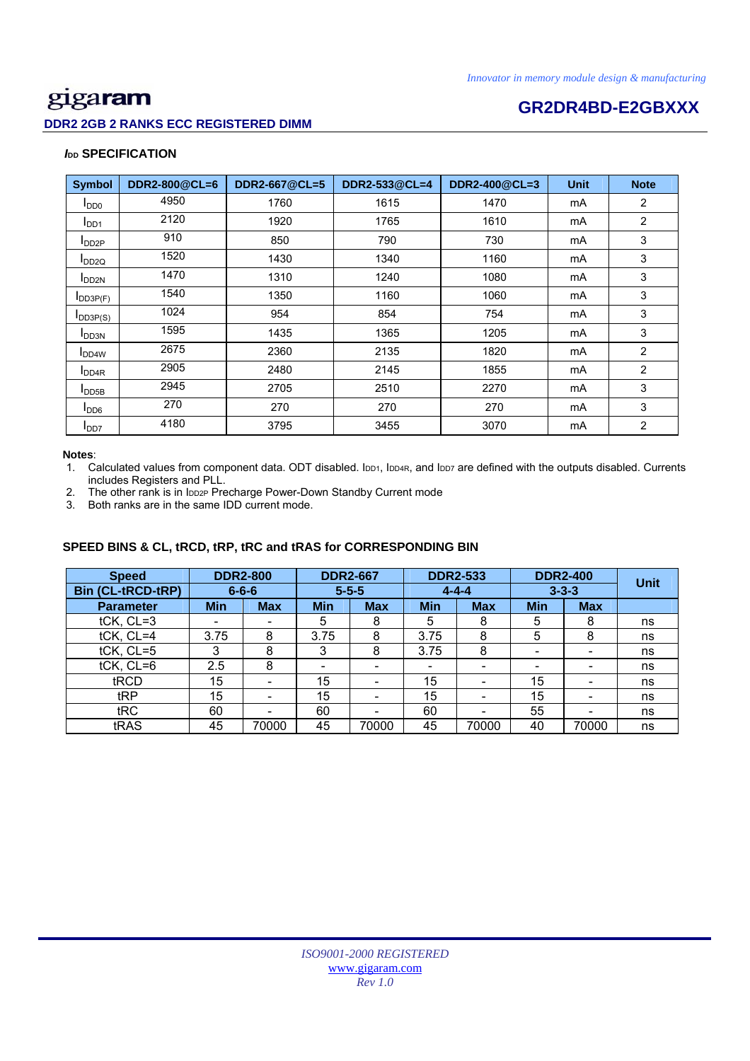### $I_{DD}$ SPECIFICATION

| Symbol | DDR2-800@CL=6 | DDR2-667@CL=5 | DDR2-533@CL=4 | DDR2-400@CL=3 | Unit | Note |
|---|---|---|---|---|---|---|
| $I_{DD0}$ | 4950 | 1760 | 1615 | 1470 | mA | 2 |
| $I_{DD1}$ | 2120 | 1920 | 1765 | 1610 | mA | 2 |
| $I_{DD2P}$ | 910 | 850 | 790 | 730 | mA | 3 |
| $I_{DD2Q}$ | 1520 | 1430 | 1340 | 1160 | mA | 3 |
| $I_{DD2N}$ | 1470 | 1310 | 1240 | 1080 | mA | 3 |
| $I_{DD3P(F)}$ | 1540 | 1350 | 1160 | 1060 | mA | 3 |
| $I_{DD3P(S)}$ | 1024 | 954 | 854 | 754 | mA | 3 |
| $I_{DD3N}$ | 1595 | 1435 | 1365 | 1205 | mA | 3 |
| $I_{DD4W}$ | 2675 | 2360 | 2135 | 1820 | mA | 2 |
| $I_{DD4R}$ | 2905 | 2480 | 2145 | 1855 | mA | 2 |
| $I_{DD5B}$ | 2945 | 2705 | 2510 | 2270 | mA | 3 |
| $I_{DD6}$ | 270 | 270 | 270 | 270 | mA | 3 |
| $I_{DD7}$ | 4180 | 3795 | 3455 | 3070 | mA | 2 |

**Notes**:

1. Calculated values from component data. ODT disabled. $I_{DD1}$, $I_{DD4R}$, and $I_{DD7}$ are defined with the outputs disabled. Currents includes Registers and PLL.
2. The other rank is in $I_{DD2P}$ Precharge Power-Down Standby Current mode
3. Both ranks are in the same IDD current mode.

### SPEED BINS & CL, tRCD, tRP, tRC and tRAS for CORRESPONDING BIN

| Speed | DDR2-800 | | DDR2-667 | | DDR2-533 | | DDR2-400 | | Unit |
|---|---|---|---|---|---|---|---|---|---|
| Bin (CL-tRCD-tRP) | 6-6-6 | | 5-5-5 | | 4-4-4 | | 3-3-3 | | |
| Parameter | Min | Max | Min | Max | Min | Max | Min | Max | |
| tCK, CL=3 | - | - | 5 | 8 | 5 | 8 | 5 | 8 | ns |
| tCK, CL=4 | 3.75 | 8 | 3.75 | 8 | 3.75 | 8 | 5 | 8 | ns |
| tCK, CL=5 | 3 | 8 | 3 | 8 | 3.75 | 8 | - | - | ns |
| tCK, CL=6 | 2.5 | 8 | - | - | - | - | - | - | ns |
| tRCD | 15 | - | 15 | - | 15 | - | 15 | - | ns |
| tRP | 15 | - | 15 | - | 15 | - | 15 | - | ns |
| tRC | 60 | - | 60 | - | 60 | - | 55 | - | ns |
| tRAS | 45 | 70000 | 45 | 70000 | 45 | 70000 | 40 | 70000 | ns |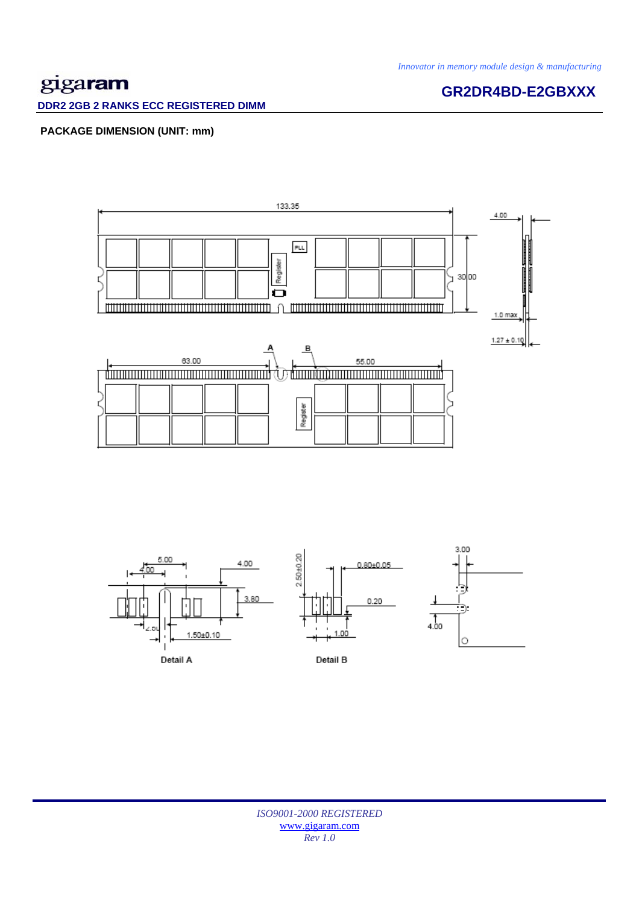## PACKAGE DIMENSION (UNIT: mm)

133.35

4.00

PLL

Register

30.00

1.0 max

1.27 ± 0.10

A

B

63.00

55.00

Register

5.00

4.00

4.00

3.80

2.50

1.50±0.10

Detail A

2.50±0.20

0.80±0.05

0.20

1.00

Detail B

3.00

4.00